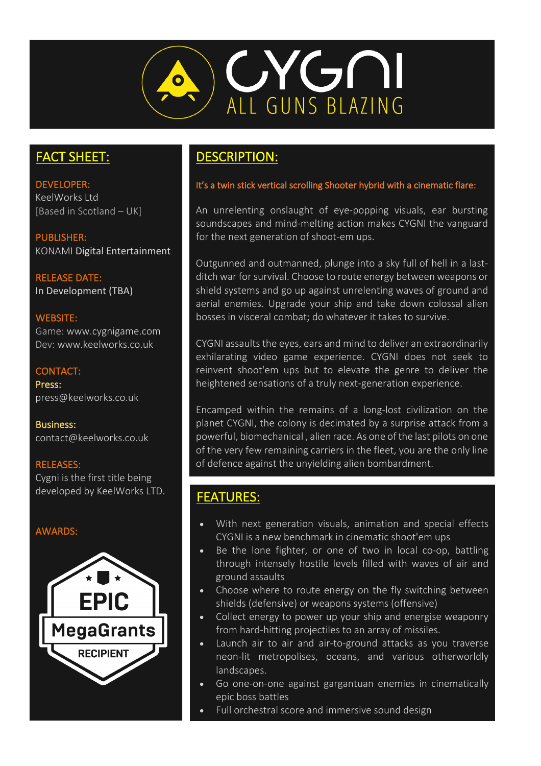# CYGNI

## ALL GUNS BLAZING

## FACT SHEET:

**DEVELOPER:**
KeelWorks Ltd
[Based in Scotland – UK]

**PUBLISHER:**
KONAMI Digital Entertainment

**RELEASE DATE:**
In Development (TBA)

**WEBSITE:**
Game: www.cygnigame.com
Dev: www.keelworks.co.uk

**CONTACT:**
Press:
press@keelworks.co.uk

Business:
contact@keelworks.co.uk

**RELEASES:**
Cygni is the first title being developed by KeelWorks LTD.

**AWARDS:**

EPIC MegaGrants RECIPIENT

## DESCRIPTION:

It's a twin stick vertical scrolling Shooter hybrid with a cinematic flare:

An unrelenting onslaught of eye-popping visuals, ear bursting soundscapes and mind-melting action makes CYGNI the vanguard for the next generation of shoot-em ups.

Outgunned and outmanned, plunge into a sky full of hell in a last-ditch war for survival. Choose to route energy between weapons or shield systems and go up against unrelenting waves of ground and aerial enemies. Upgrade your ship and take down colossal alien bosses in visceral combat; do whatever it takes to survive.

CYGNI assaults the eyes, ears and mind to deliver an extraordinarily exhilarating video game experience. CYGNI does not seek to reinvent shoot'em ups but to elevate the genre to deliver the heightened sensations of a truly next-generation experience.

Encamped within the remains of a long-lost civilization on the planet CYGNI, the colony is decimated by a surprise attack from a powerful, biomechanical , alien race. As one of the last pilots on one of the very few remaining carriers in the fleet, you are the only line of defence against the unyielding alien bombardment.

## FEATURES:

- With next generation visuals, animation and special effects CYGNI is a new benchmark in cinematic shoot'em ups
- Be the lone fighter, or one of two in local co-op, battling through intensely hostile levels filled with waves of air and ground assaults
- Choose where to route energy on the fly switching between shields (defensive) or weapons systems (offensive)
- Collect energy to power up your ship and energise weaponry from hard-hitting projectiles to an array of missiles.
- Launch air to air and air-to-ground attacks as you traverse neon-lit metropolises, oceans, and various otherworldly landscapes.
- Go one-on-one against gargantuan enemies in cinematically epic boss battles
- Full orchestral score and immersive sound design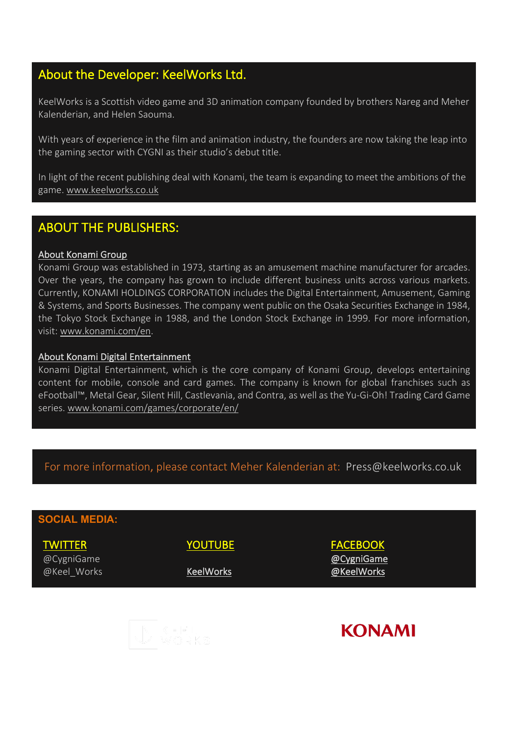## About the Developer: KeelWorks Ltd.

KeelWorks is a Scottish video game and 3D animation company founded by brothers Nareg and Meher Kalenderian, and Helen Saouma.

With years of experience in the film and animation industry, the founders are now taking the leap into the gaming sector with CYGNI as their studio's debut title.

In light of the recent publishing deal with Konami, the team is expanding to meet the ambitions of the game. www.keelworks.co.uk

## ABOUT THE PUBLISHERS:

### About Konami Group

Konami Group was established in 1973, starting as an amusement machine manufacturer for arcades. Over the years, the company has grown to include different business units across various markets. Currently, KONAMI HOLDINGS CORPORATION includes the Digital Entertainment, Amusement, Gaming & Systems, and Sports Businesses. The company went public on the Osaka Securities Exchange in 1984, the Tokyo Stock Exchange in 1988, and the London Stock Exchange in 1999. For more information, visit: www.konami.com/en.

### About Konami Digital Entertainment

Konami Digital Entertainment, which is the core company of Konami Group, develops entertaining content for mobile, console and card games. The company is known for global franchises such as eFootball™, Metal Gear, Silent Hill, Castlevania, and Contra, as well as the Yu-Gi-Oh! Trading Card Game series. www.konami.com/games/corporate/en/

For more information, please contact Meher Kalenderian at: Press@keelworks.co.uk

## SOCIAL MEDIA:

**TWITTER**
@CygniGame
@Keel_Works

**YOUTUBE**
KeelWorks

**FACEBOOK**
@CygniGame
@KeelWorks

KONAMI